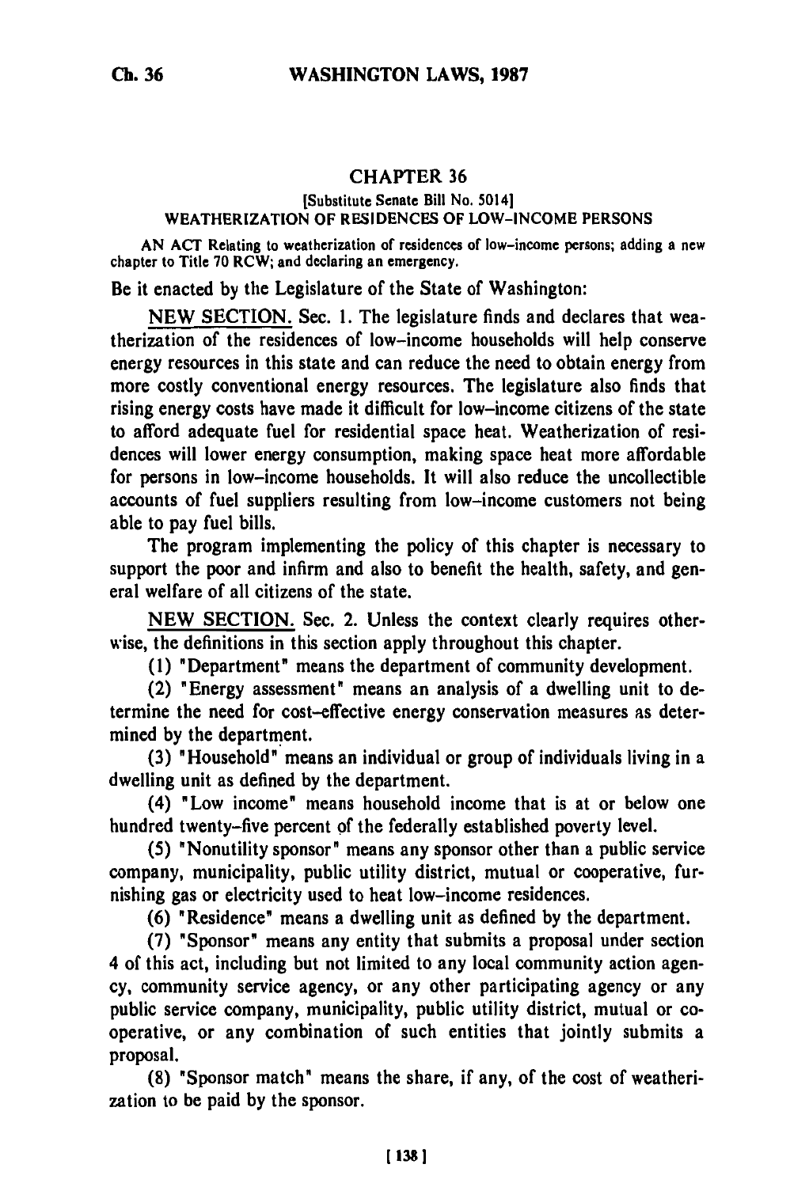## CHAPTER 36

[Substitute Senate Bill No. 5014]

### WEATHERIZATION OF RESIDENCES OF LOW-INCOME PERSONS

AN ACT Relating to weatherization of residences of low-income persons; adding a new chapter to Title 70 RCW; and declaring an emergency.

Be it enacted by the Legislature of the State of Washington:

NEW SECTION. Sec. 1. The legislature finds and declares that weatherization of the residences of low-income households will help conserve energy resources in this state and can reduce the need to obtain energy from more costly conventional energy resources. The legislature also finds that rising energy costs have made it difficult for low-income citizens of the state to afford adequate fuel for residential space heat. Weatherization of residences will lower energy consumption, making space heat more affordable for persons in low-income households. It will also reduce the uncollectible accounts of fuel suppliers resulting from low-income customers not being able to pay fuel bills.

The program implementing the policy of this chapter is necessary to support the poor and infirm and also to benefit the health, safety, and general welfare of all citizens of the state.

NEW SECTION. Sec. 2. Unless the context clearly requires otherwise, the definitions in this section apply throughout this chapter.

(1) "Department" means the department of community development.

(2) "Energy assessment" means an analysis of a dwelling unit to determine the need for cost-effective energy conservation measures as determined by the department.

(3) "Household" means an individual or group of individuals living in a dwelling unit as defined by the department.

(4) "Low income" means household income that is at or below one hundred twenty-five percent of the federally established poverty level.

(5) "Nonutility sponsor" means any sponsor other than a public service company, municipality, public utility district, mutual or cooperative, furnishing gas or electricity used to heat low-income residences.

(6) "Residence" means a dwelling unit as defined by the department.

(7) "Sponsor" means any entity that submits a proposal under section 4 of this act, including but not limited to any local community action agency, community service agency, or any other participating agency or any public service company, municipality, public utility district, mutual or cooperative, or any combination of such entities that jointly submits a proposal.

(8) "Sponsor match" means the share, if any, of the cost of weatherization to be paid by the sponsor.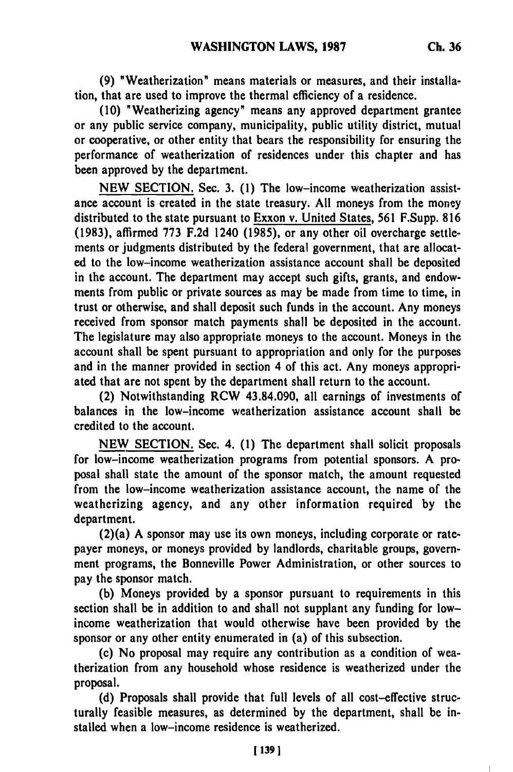(9) "Weatherization" means materials or measures, and their installation, that are used to improve the thermal efficiency of a residence.

(10) "Weatherizing agency" means any approved department grantee or any public service company, municipality, public utility district, mutual or cooperative, or other entity that bears the responsibility for ensuring the performance of weatherization of residences under this chapter and has been approved by the department.

NEW SECTION. Sec. 3. (1) The low-income weatherization assistance account is created in the state treasury. All moneys from the money distributed to the state pursuant to Exxon v. United States, 561 F.Supp. 816 (1983), affirmed 773 F.2d 1240 (1985), or any other oil overcharge settlements or judgments distributed by the federal government, that are allocated to the low-income weatherization assistance account shall be deposited in the account. The department may accept such gifts, grants, and endowments from public or private sources as may be made from time to time, in trust or otherwise, and shall deposit such funds in the account. Any moneys received from sponsor match payments shall be deposited in the account. The legislature may also appropriate moneys to the account. Moneys in the account shall be spent pursuant to appropriation and only for the purposes and in the manner provided in section 4 of this act. Any moneys appropriated that are not spent by the department shall return to the account.

(2) Notwithstanding RCW 43.84.090, all earnings of investments of balances in the low-income weatherization assistance account shall be credited to the account.

NEW SECTION. Sec. 4. (1) The department shall solicit proposals for low-income weatherization programs from potential sponsors. A proposal shall state the amount of the sponsor match, the amount requested from the low-income weatherization assistance account, the name of the weatherizing agency, and any other information required by the department.

(2)(a) A sponsor may use its own moneys, including corporate or ratepayer moneys, or moneys provided by landlords, charitable groups, government programs, the Bonneville Power Administration, or other sources to pay the sponsor match.

(b) Moneys provided by a sponsor pursuant to requirements in this section shall be in addition to and shall not supplant any funding for low-income weatherization that would otherwise have been provided by the sponsor or any other entity enumerated in (a) of this subsection.

(c) No proposal may require any contribution as a condition of weatherization from any household whose residence is weatherized under the proposal.

(d) Proposals shall provide that full levels of all cost-effective structurally feasible measures, as determined by the department, shall be installed when a low-income residence is weatherized.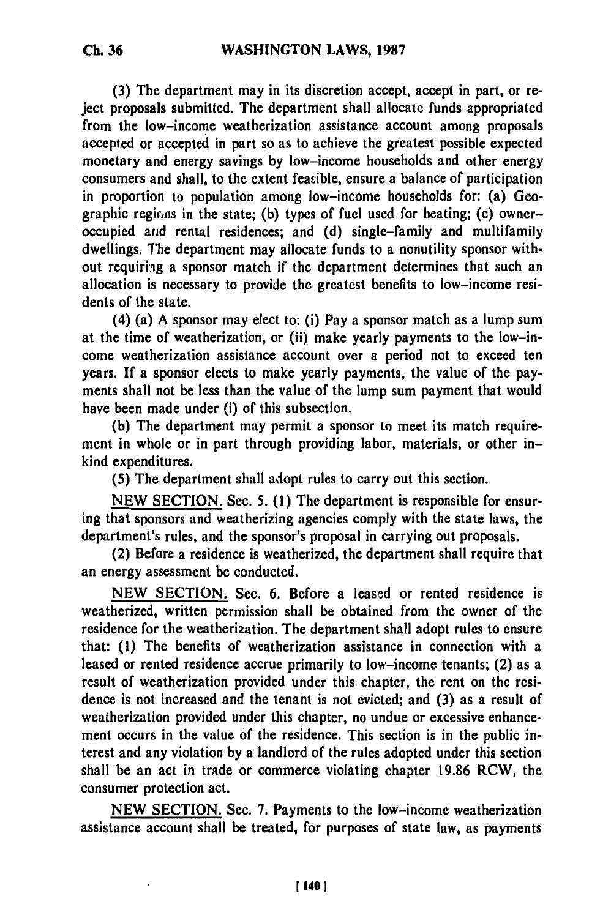(3) The department may in its discretion accept, accept in part, or reject proposals submitted. The department shall allocate funds appropriated from the low-income weatherization assistance account among proposals accepted or accepted in part so as to achieve the greatest possible expected monetary and energy savings by low-income households and other energy consumers and shall, to the extent feasible, ensure a balance of participation in proportion to population among low-income households for: (a) Geographic regions in the state; (b) types of fuel used for heating; (c) owner-occupied and rental residences; and (d) single-family and multifamily dwellings. The department may allocate funds to a nonutility sponsor without requiring a sponsor match if the department determines that such an allocation is necessary to provide the greatest benefits to low-income residents of the state.

(4) (a) A sponsor may elect to: (i) Pay a sponsor match as a lump sum at the time of weatherization, or (ii) make yearly payments to the low-income weatherization assistance account over a period not to exceed ten years. If a sponsor elects to make yearly payments, the value of the payments shall not be less than the value of the lump sum payment that would have been made under (i) of this subsection.

(b) The department may permit a sponsor to meet its match requirement in whole or in part through providing labor, materials, or other in-kind expenditures.

(5) The department shall adopt rules to carry out this section.

NEW SECTION. Sec. 5. (1) The department is responsible for ensuring that sponsors and weatherizing agencies comply with the state laws, the department's rules, and the sponsor's proposal in carrying out proposals.

(2) Before a residence is weatherized, the department shall require that an energy assessment be conducted.

NEW SECTION. Sec. 6. Before a leased or rented residence is weatherized, written permission shall be obtained from the owner of the residence for the weatherization. The department shall adopt rules to ensure that: (1) The benefits of weatherization assistance in connection with a leased or rented residence accrue primarily to low-income tenants; (2) as a result of weatherization provided under this chapter, the rent on the residence is not increased and the tenant is not evicted; and (3) as a result of weatherization provided under this chapter, no undue or excessive enhancement occurs in the value of the residence. This section is in the public interest and any violation by a landlord of the rules adopted under this section shall be an act in trade or commerce violating chapter 19.86 RCW, the consumer protection act.

NEW SECTION. Sec. 7. Payments to the low-income weatherization assistance account shall be treated, for purposes of state law, as payments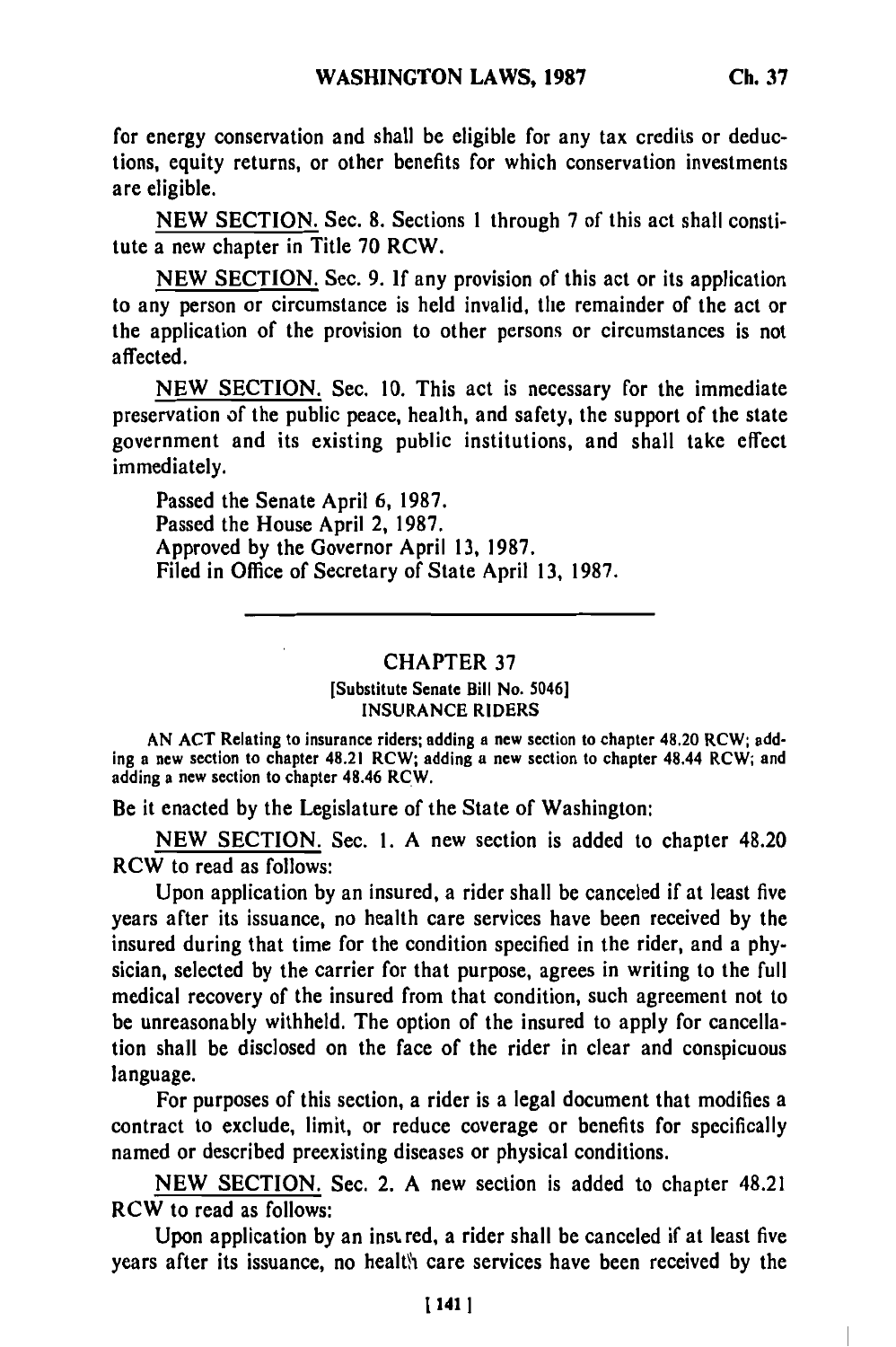for energy conservation and shall be eligible for any tax credits or deductions, equity returns, or other benefits for which conservation investments are eligible.

NEW SECTION. Sec. 8. Sections 1 through 7 of this act shall constitute a new chapter in Title 70 RCW.

NEW SECTION. Sec. 9. If any provision of this act or its application to any person or circumstance is held invalid, the remainder of the act or the application of the provision to other persons or circumstances is not affected.

NEW SECTION. Sec. 10. This act is necessary for the immediate preservation of the public peace, health, and safety, the support of the state government and its existing public institutions, and shall take effect immediately.

Passed the Senate April 6, 1987.
Passed the House April 2, 1987.
Approved by the Governor April 13, 1987.
Filed in Office of Secretary of State April 13, 1987.

---

## CHAPTER 37

[Substitute Senate Bill No. 5046]

INSURANCE RIDERS

AN ACT Relating to insurance riders; adding a new section to chapter 48.20 RCW; adding a new section to chapter 48.21 RCW; adding a new section to chapter 48.44 RCW; and adding a new section to chapter 48.46 RCW.

Be it enacted by the Legislature of the State of Washington:

NEW SECTION. Sec. 1. A new section is added to chapter 48.20 RCW to read as follows:

Upon application by an insured, a rider shall be canceled if at least five years after its issuance, no health care services have been received by the insured during that time for the condition specified in the rider, and a physician, selected by the carrier for that purpose, agrees in writing to the full medical recovery of the insured from that condition, such agreement not to be unreasonably withheld. The option of the insured to apply for cancellation shall be disclosed on the face of the rider in clear and conspicuous language.

For purposes of this section, a rider is a legal document that modifies a contract to exclude, limit, or reduce coverage or benefits for specifically named or described preexisting diseases or physical conditions.

NEW SECTION. Sec. 2. A new section is added to chapter 48.21 RCW to read as follows:

Upon application by an insured, a rider shall be canceled if at least five years after its issuance, no health care services have been received by the